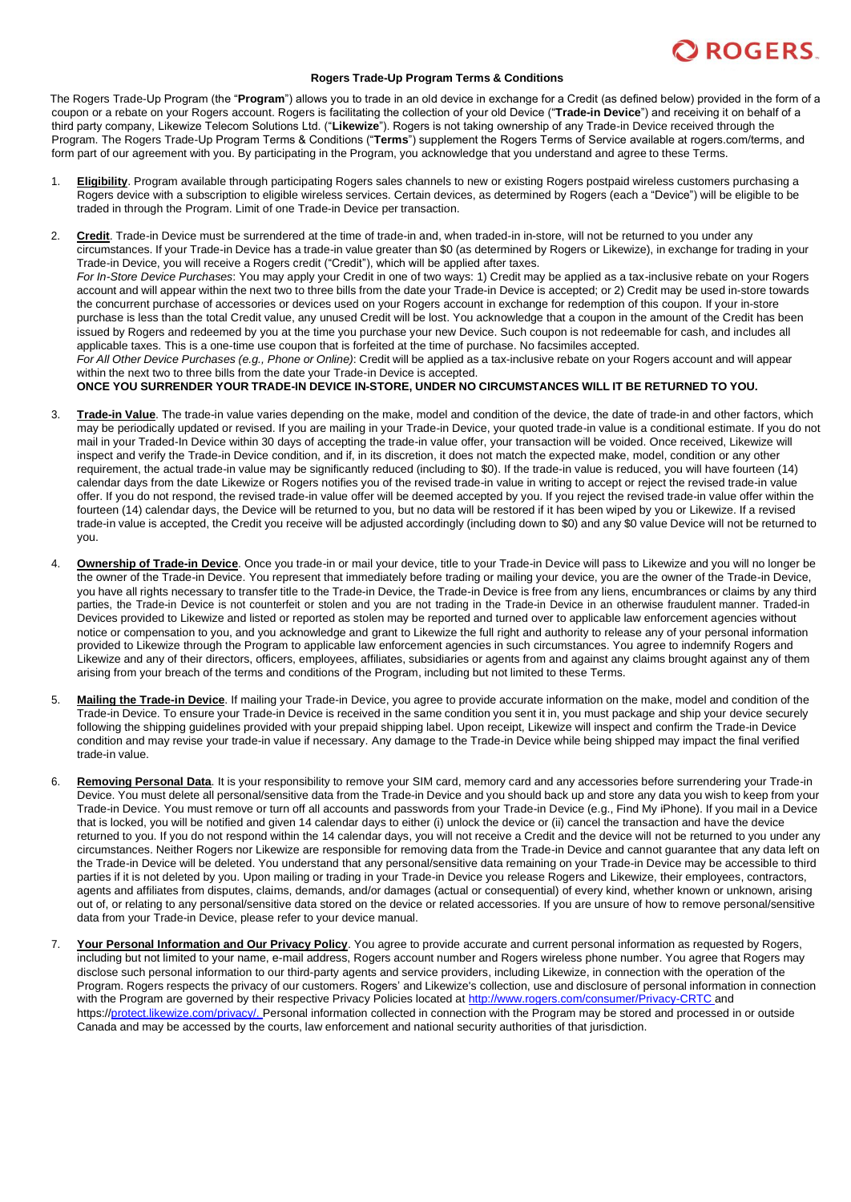**ROGERS**

# Rogers Trade-Up Program Terms & Conditions

The Rogers Trade-Up Program (the "**Program**") allows you to trade in an old device in exchange for a Credit (as defined below) provided in the form of a coupon or a rebate on your Rogers account. Rogers is facilitating the collection of your old Device ("**Trade-in Device**") and receiving it on behalf of a third party company, Likewize Telecom Solutions Ltd. ("**Likewize**"). Rogers is not taking ownership of any Trade-in Device received through the Program. The Rogers Trade-Up Program Terms & Conditions ("**Terms**") supplement the Rogers Terms of Service available at rogers.com/terms, and form part of our agreement with you. By participating in the Program, you acknowledge that you understand and agree to these Terms.

1. **Eligibility**. Program available through participating Rogers sales channels to new or existing Rogers postpaid wireless customers purchasing a Rogers device with a subscription to eligible wireless services. Certain devices, as determined by Rogers (each a "Device") will be eligible to be traded in through the Program. Limit of one Trade-in Device per transaction.

2. **Credit**. Trade-in Device must be surrendered at the time of trade-in and, when traded-in in-store, will not be returned to you under any circumstances. If your Trade-in Device has a trade-in value greater than $0 (as determined by Rogers or Likewize), in exchange for trading in your Trade-in Device, you will receive a Rogers credit ("Credit"), which will be applied after taxes.
   *For In-Store Device Purchases*: You may apply your Credit in one of two ways: 1) Credit may be applied as a tax-inclusive rebate on your Rogers account and will appear within the next two to three bills from the date your Trade-in Device is accepted; or 2) Credit may be used in-store towards the concurrent purchase of accessories or devices used on your Rogers account in exchange for redemption of this coupon. If your in-store purchase is less than the total Credit value, any unused Credit will be lost. You acknowledge that a coupon in the amount of the Credit has been issued by Rogers and redeemed by you at the time you purchase your new Device. Such coupon is not redeemable for cash, and includes all applicable taxes. This is a one-time use coupon that is forfeited at the time of purchase. No facsimiles accepted.
   *For All Other Device Purchases (e.g., Phone or Online)*: Credit will be applied as a tax-inclusive rebate on your Rogers account and will appear within the next two to three bills from the date your Trade-in Device is accepted.
   **ONCE YOU SURRENDER YOUR TRADE-IN DEVICE IN-STORE, UNDER NO CIRCUMSTANCES WILL IT BE RETURNED TO YOU.**

3. **Trade-in Value**. The trade-in value varies depending on the make, model and condition of the device, the date of trade-in and other factors, which may be periodically updated or revised. If you are mailing in your Trade-in Device, your quoted trade-in value is a conditional estimate. If you do not mail in your Traded-In Device within 30 days of accepting the trade-in value offer, your transaction will be voided. Once received, Likewize will inspect and verify the Trade-in Device condition, and if, in its discretion, it does not match the expected make, model, condition or any other requirement, the actual trade-in value may be significantly reduced (including to $0). If the trade-in value is reduced, you will have fourteen (14) calendar days from the date Likewize or Rogers notifies you of the revised trade-in value in writing to accept or reject the revised trade-in value offer. If you do not respond, the revised trade-in value offer will be deemed accepted by you. If you reject the revised trade-in value offer within the fourteen (14) calendar days, the Device will be returned to you, but no data will be restored if it has been wiped by you or Likewize. If a revised trade-in value is accepted, the Credit you receive will be adjusted accordingly (including down to $0) and any $0 value Device will not be returned to you.

4. **Ownership of Trade-in Device**. Once you trade-in or mail your device, title to your Trade-in Device will pass to Likewize and you will no longer be the owner of the Trade-in Device. You represent that immediately before trading or mailing your device, you are the owner of the Trade-in Device, you have all rights necessary to transfer title to the Trade-in Device, the Trade-in Device is free from any liens, encumbrances or claims by any third parties, the Trade-in Device is not counterfeit or stolen and you are not trading in the Trade-in Device in an otherwise fraudulent manner. Traded-in Devices provided to Likewize and listed or reported as stolen may be reported and turned over to applicable law enforcement agencies without notice or compensation to you, and you acknowledge and grant to Likewize the full right and authority to release any of your personal information provided to Likewize through the Program to applicable law enforcement agencies in such circumstances. You agree to indemnify Rogers and Likewize and any of their directors, officers, employees, affiliates, subsidiaries or agents from and against any claims brought against any of them arising from your breach of the terms and conditions of the Program, including but not limited to these Terms.

5. **Mailing the Trade-in Device**. If mailing your Trade-in Device, you agree to provide accurate information on the make, model and condition of the Trade-in Device. To ensure your Trade-in Device is received in the same condition you sent it in, you must package and ship your device securely following the shipping guidelines provided with your prepaid shipping label. Upon receipt, Likewize will inspect and confirm the Trade-in Device condition and may revise your trade-in value if necessary. Any damage to the Trade-in Device while being shipped may impact the final verified trade-in value.

6. **Removing Personal Data**. It is your responsibility to remove your SIM card, memory card and any accessories before surrendering your Trade-in Device. You must delete all personal/sensitive data from the Trade-in Device and you should back up and store any data you wish to keep from your Trade-in Device. You must remove or turn off all accounts and passwords from your Trade-in Device (e.g., Find My iPhone). If you mail in a Device that is locked, you will be notified and given 14 calendar days to either (i) unlock the device or (ii) cancel the transaction and have the device returned to you. If you do not respond within the 14 calendar days, you will not receive a Credit and the device will not be returned to you under any circumstances. Neither Rogers nor Likewize are responsible for removing data from the Trade-in Device and cannot guarantee that any data left on the Trade-in Device will be deleted. You understand that any personal/sensitive data remaining on your Trade-in Device may be accessible to third parties if it is not deleted by you. Upon mailing or trading in your Trade-in Device you release Rogers and Likewize, their employees, contractors, agents and affiliates from disputes, claims, demands, and/or damages (actual or consequential) of every kind, whether known or unknown, arising out of, or relating to any personal/sensitive data stored on the device or related accessories. If you are unsure of how to remove personal/sensitive data from your Trade-in Device, please refer to your device manual.

7. **Your Personal Information and Our Privacy Policy**. You agree to provide accurate and current personal information as requested by Rogers, including but not limited to your name, e-mail address, Rogers account number and Rogers wireless phone number. You agree that Rogers may disclose such personal information to our third-party agents and service providers, including Likewize, in connection with the operation of the Program. Rogers respects the privacy of our customers. Rogers' and Likewize's collection, use and disclosure of personal information in connection with the Program are governed by their respective Privacy Policies located at http://www.rogers.com/consumer/Privacy-CRTC and https://protect.likewize.com/privacy/. Personal information collected in connection with the Program may be stored and processed in or outside Canada and may be accessed by the courts, law enforcement and national security authorities of that jurisdiction.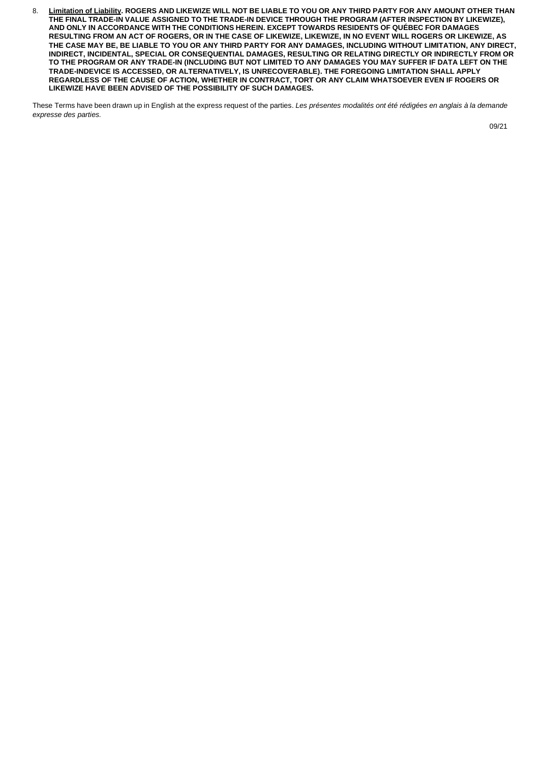8. **Limitation of Liability. ROGERS AND LIKEWIZE WILL NOT BE LIABLE TO YOU OR ANY THIRD PARTY FOR ANY AMOUNT OTHER THAN THE FINAL TRADE-IN VALUE ASSIGNED TO THE TRADE-IN DEVICE THROUGH THE PROGRAM (AFTER INSPECTION BY LIKEWIZE), AND ONLY IN ACCORDANCE WITH THE CONDITIONS HEREIN. EXCEPT TOWARDS RESIDENTS OF QUÉBEC FOR DAMAGES RESULTING FROM AN ACT OF ROGERS, OR IN THE CASE OF LIKEWIZE, LIKEWIZE, IN NO EVENT WILL ROGERS OR LIKEWIZE, AS THE CASE MAY BE, BE LIABLE TO YOU OR ANY THIRD PARTY FOR ANY DAMAGES, INCLUDING WITHOUT LIMITATION, ANY DIRECT, INDIRECT, INCIDENTAL, SPECIAL OR CONSEQUENTIAL DAMAGES, RESULTING OR RELATING DIRECTLY OR INDIRECTLY FROM OR TO THE PROGRAM OR ANY TRADE-IN (INCLUDING BUT NOT LIMITED TO ANY DAMAGES YOU MAY SUFFER IF DATA LEFT ON THE TRADE-INDEVICE IS ACCESSED, OR ALTERNATIVELY, IS UNRECOVERABLE). THE FOREGOING LIMITATION SHALL APPLY REGARDLESS OF THE CAUSE OF ACTION, WHETHER IN CONTRACT, TORT OR ANY CLAIM WHATSOEVER EVEN IF ROGERS OR LIKEWIZE HAVE BEEN ADVISED OF THE POSSIBILITY OF SUCH DAMAGES.**

These Terms have been drawn up in English at the express request of the parties. *Les présentes modalités ont été rédigées en anglais à la demande expresse des parties.*

09/21